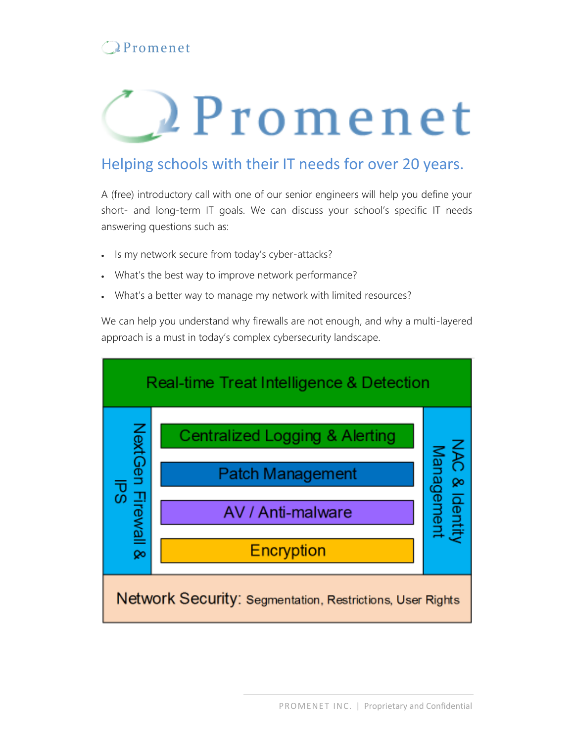# Promenet

## Helping schools with their IT needs for over 20 years.

A (free) introductory call with one of our senior engineers will help you define your short- and long-term IT goals. We can discuss your school's specific IT needs answering questions such as:

- Is my network secure from today's cyber-attacks?
- What's the best way to improve network performance?
- What's a better way to manage my network with limited resources?

We can help you understand why firewalls are not enough, and why a multi-layered approach is a must in today's complex cybersecurity landscape.

Real-time Treat Intelligence & Detection

NextGen Firewall & IPS

Centralized Logging & Alerting

Patch Management

AV / Anti-malware

Encryption

NAC & Identity Management

Network Security: Segmentation, Restrictions, User Rights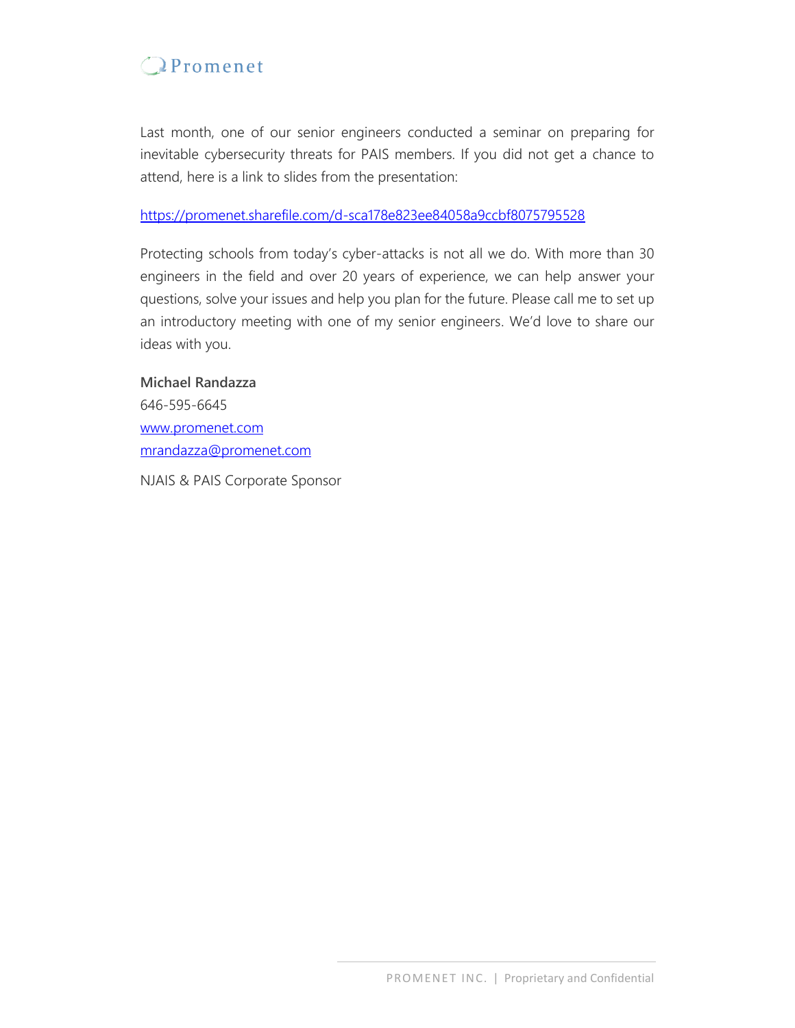Last month, one of our senior engineers conducted a seminar on preparing for inevitable cybersecurity threats for PAIS members. If you did not get a chance to attend, here is a link to slides from the presentation:

https://promenet.sharefile.com/d-sca178e823ee84058a9ccbf8075795528

Protecting schools from today's cyber-attacks is not all we do. With more than 30 engineers in the field and over 20 years of experience, we can help answer your questions, solve your issues and help you plan for the future. Please call me to set up an introductory meeting with one of my senior engineers. We'd love to share our ideas with you.

**Michael Randazza**
646-595-6645
www.promenet.com
mrandazza@promenet.com

NJAIS & PAIS Corporate Sponsor